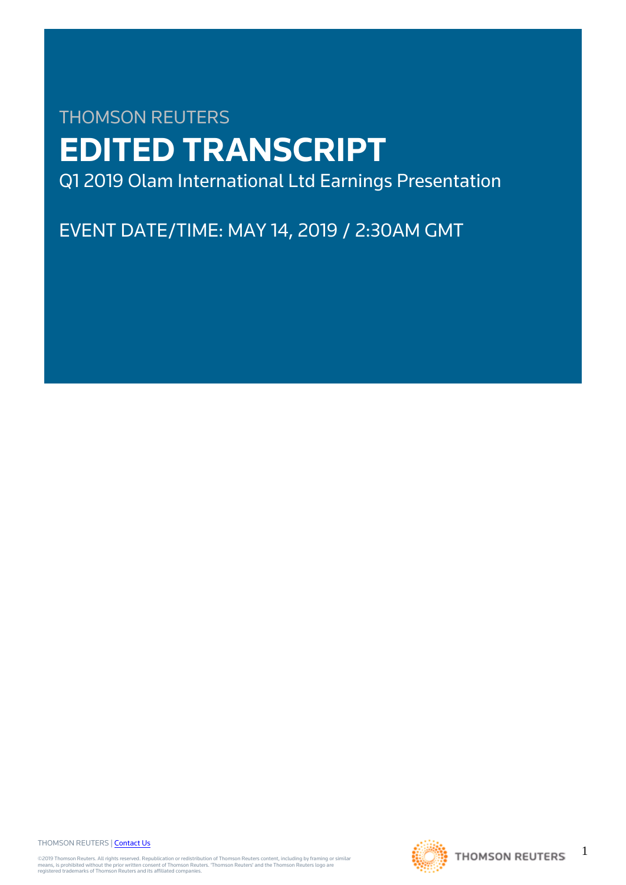THOMSON REUTERS

# EDITED TRANSCRIPT

Q1 2019 Olam International Ltd Earnings Presentation

EVENT DATE/TIME: MAY 14, 2019 / 2:30AM GMT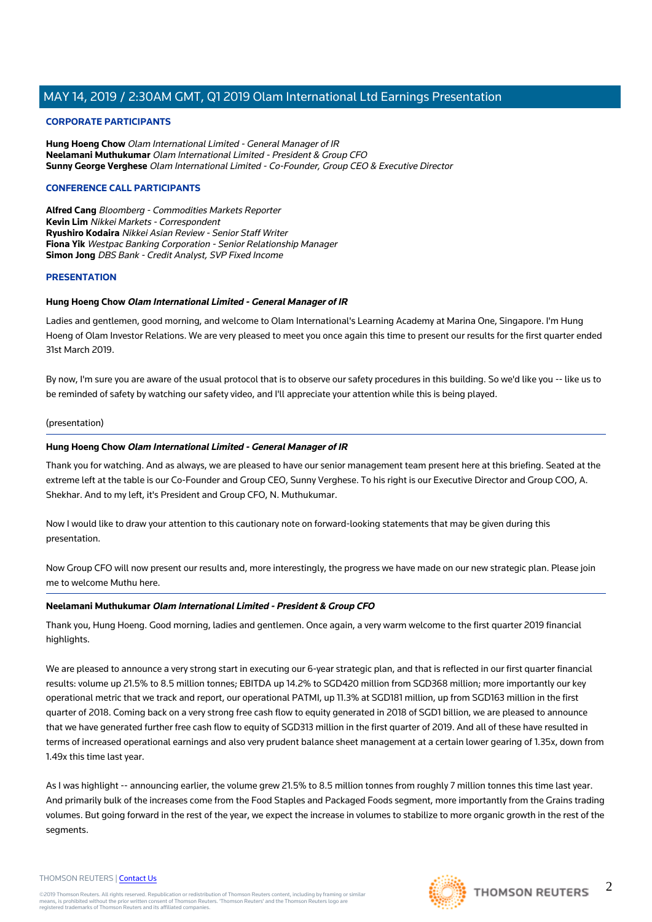### CORPORATE PARTICIPANTS

**Hung Hoeng Chow** *Olam International Limited - General Manager of IR*
**Neelamani Muthukumar** *Olam International Limited - President & Group CFO*
**Sunny George Verghese** *Olam International Limited - Co-Founder, Group CEO & Executive Director*

### CONFERENCE CALL PARTICIPANTS

**Alfred Cang** *Bloomberg - Commodities Markets Reporter*
**Kevin Lim** *Nikkei Markets - Correspondent*
**Ryushiro Kodaira** *Nikkei Asian Review - Senior Staff Writer*
**Fiona Yik** *Westpac Banking Corporation - Senior Relationship Manager*
**Simon Jong** *DBS Bank - Credit Analyst, SVP Fixed Income*

### PRESENTATION

**Hung Hoeng Chow** ***Olam International Limited - General Manager of IR***

Ladies and gentlemen, good morning, and welcome to Olam International's Learning Academy at Marina One, Singapore. I'm Hung Hoeng of Olam Investor Relations. We are very pleased to meet you once again this time to present our results for the first quarter ended 31st March 2019.

By now, I'm sure you are aware of the usual protocol that is to observe our safety procedures in this building. So we'd like you -- like us to be reminded of safety by watching our safety video, and I'll appreciate your attention while this is being played.

(presentation)

---

**Hung Hoeng Chow** ***Olam International Limited - General Manager of IR***

Thank you for watching. And as always, we are pleased to have our senior management team present here at this briefing. Seated at the extreme left at the table is our Co-Founder and Group CEO, Sunny Verghese. To his right is our Executive Director and Group COO, A. Shekhar. And to my left, it's President and Group CFO, N. Muthukumar.

Now I would like to draw your attention to this cautionary note on forward-looking statements that may be given during this presentation.

Now Group CFO will now present our results and, more interestingly, the progress we have made on our new strategic plan. Please join me to welcome Muthu here.

---

**Neelamani Muthukumar** ***Olam International Limited - President & Group CFO***

Thank you, Hung Hoeng. Good morning, ladies and gentlemen. Once again, a very warm welcome to the first quarter 2019 financial highlights.

We are pleased to announce a very strong start in executing our 6-year strategic plan, and that is reflected in our first quarter financial results: volume up 21.5% to 8.5 million tonnes; EBITDA up 14.2% to SGD420 million from SGD368 million; more importantly our key operational metric that we track and report, our operational PATMI, up 11.3% at SGD181 million, up from SGD163 million in the first quarter of 2018. Coming back on a very strong free cash flow to equity generated in 2018 of SGD1 billion, we are pleased to announce that we have generated further free cash flow to equity of SGD313 million in the first quarter of 2019. And all of these have resulted in terms of increased operational earnings and also very prudent balance sheet management at a certain lower gearing of 1.35x, down from 1.49x this time last year.

As I was highlight -- announcing earlier, the volume grew 21.5% to 8.5 million tonnes from roughly 7 million tonnes this time last year. And primarily bulk of the increases come from the Food Staples and Packaged Foods segment, more importantly from the Grains trading volumes. But going forward in the rest of the year, we expect the increase in volumes to stabilize to more organic growth in the rest of the segments.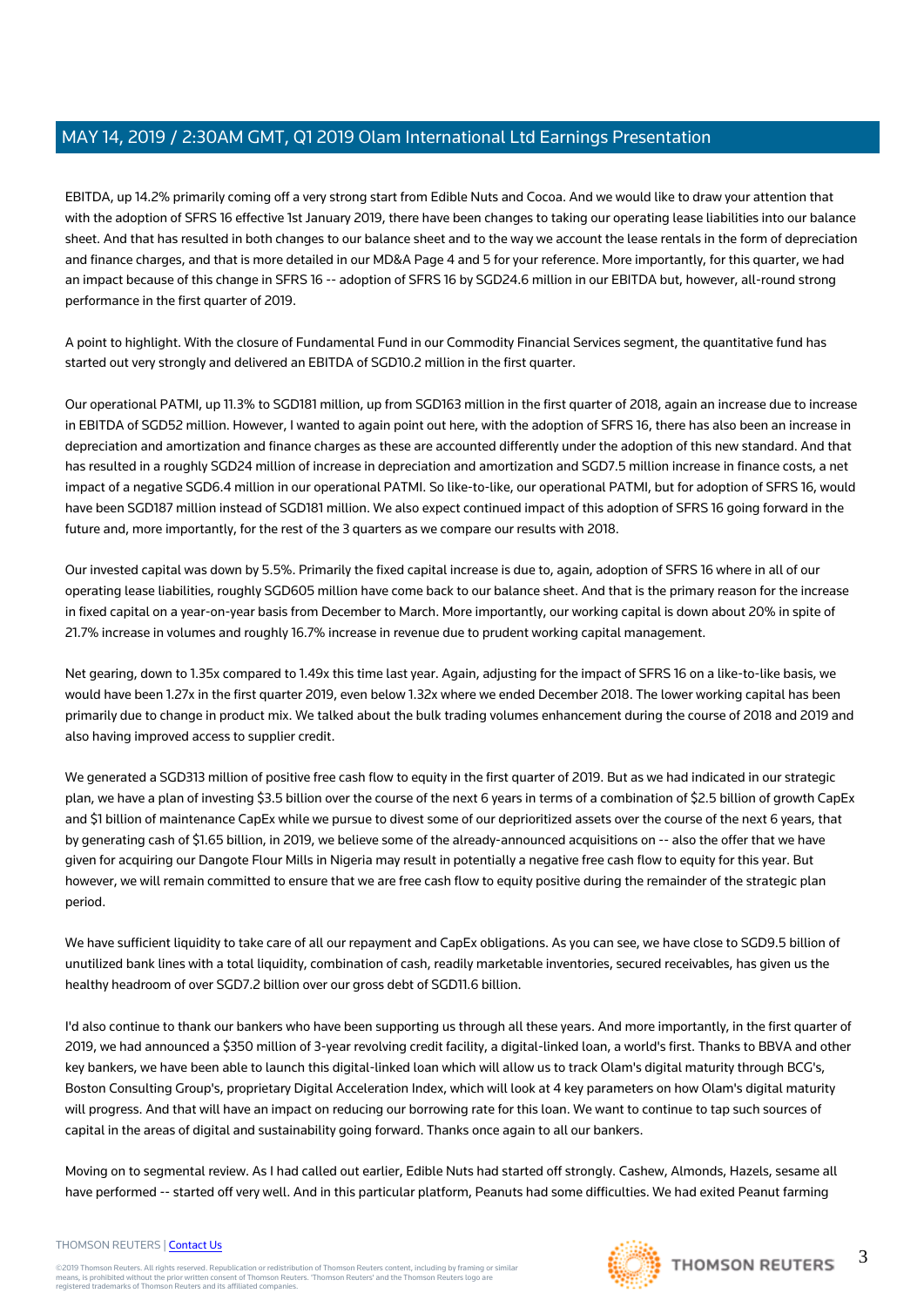EBITDA, up 14.2% primarily coming off a very strong start from Edible Nuts and Cocoa. And we would like to draw your attention that with the adoption of SFRS 16 effective 1st January 2019, there have been changes to taking our operating lease liabilities into our balance sheet. And that has resulted in both changes to our balance sheet and to the way we account the lease rentals in the form of depreciation and finance charges, and that is more detailed in our MD&A Page 4 and 5 for your reference. More importantly, for this quarter, we had an impact because of this change in SFRS 16 -- adoption of SFRS 16 by SGD24.6 million in our EBITDA but, however, all-round strong performance in the first quarter of 2019.

A point to highlight. With the closure of Fundamental Fund in our Commodity Financial Services segment, the quantitative fund has started out very strongly and delivered an EBITDA of SGD10.2 million in the first quarter.

Our operational PATMI, up 11.3% to SGD181 million, up from SGD163 million in the first quarter of 2018, again an increase due to increase in EBITDA of SGD52 million. However, I wanted to again point out here, with the adoption of SFRS 16, there has also been an increase in depreciation and amortization and finance charges as these are accounted differently under the adoption of this new standard. And that has resulted in a roughly SGD24 million of increase in depreciation and amortization and SGD7.5 million increase in finance costs, a net impact of a negative SGD6.4 million in our operational PATMI. So like-to-like, our operational PATMI, but for adoption of SFRS 16, would have been SGD187 million instead of SGD181 million. We also expect continued impact of this adoption of SFRS 16 going forward in the future and, more importantly, for the rest of the 3 quarters as we compare our results with 2018.

Our invested capital was down by 5.5%. Primarily the fixed capital increase is due to, again, adoption of SFRS 16 where in all of our operating lease liabilities, roughly SGD605 million have come back to our balance sheet. And that is the primary reason for the increase in fixed capital on a year-on-year basis from December to March. More importantly, our working capital is down about 20% in spite of 21.7% increase in volumes and roughly 16.7% increase in revenue due to prudent working capital management.

Net gearing, down to 1.35x compared to 1.49x this time last year. Again, adjusting for the impact of SFRS 16 on a like-to-like basis, we would have been 1.27x in the first quarter 2019, even below 1.32x where we ended December 2018. The lower working capital has been primarily due to change in product mix. We talked about the bulk trading volumes enhancement during the course of 2018 and 2019 and also having improved access to supplier credit.

We generated a SGD313 million of positive free cash flow to equity in the first quarter of 2019. But as we had indicated in our strategic plan, we have a plan of investing $3.5 billion over the course of the next 6 years in terms of a combination of $2.5 billion of growth CapEx and $1 billion of maintenance CapEx while we pursue to divest some of our deprioritized assets over the course of the next 6 years, that by generating cash of $1.65 billion, in 2019, we believe some of the already-announced acquisitions on -- also the offer that we have given for acquiring our Dangote Flour Mills in Nigeria may result in potentially a negative free cash flow to equity for this year. But however, we will remain committed to ensure that we are free cash flow to equity positive during the remainder of the strategic plan period.

We have sufficient liquidity to take care of all our repayment and CapEx obligations. As you can see, we have close to SGD9.5 billion of unutilized bank lines with a total liquidity, combination of cash, readily marketable inventories, secured receivables, has given us the healthy headroom of over SGD7.2 billion over our gross debt of SGD11.6 billion.

I'd also continue to thank our bankers who have been supporting us through all these years. And more importantly, in the first quarter of 2019, we had announced a $350 million of 3-year revolving credit facility, a digital-linked loan, a world's first. Thanks to BBVA and other key bankers, we have been able to launch this digital-linked loan which will allow us to track Olam's digital maturity through BCG's, Boston Consulting Group's, proprietary Digital Acceleration Index, which will look at 4 key parameters on how Olam's digital maturity will progress. And that will have an impact on reducing our borrowing rate for this loan. We want to continue to tap such sources of capital in the areas of digital and sustainability going forward. Thanks once again to all our bankers.

Moving on to segmental review. As I had called out earlier, Edible Nuts had started off strongly. Cashew, Almonds, Hazels, sesame all have performed -- started off very well. And in this particular platform, Peanuts had some difficulties. We had exited Peanut farming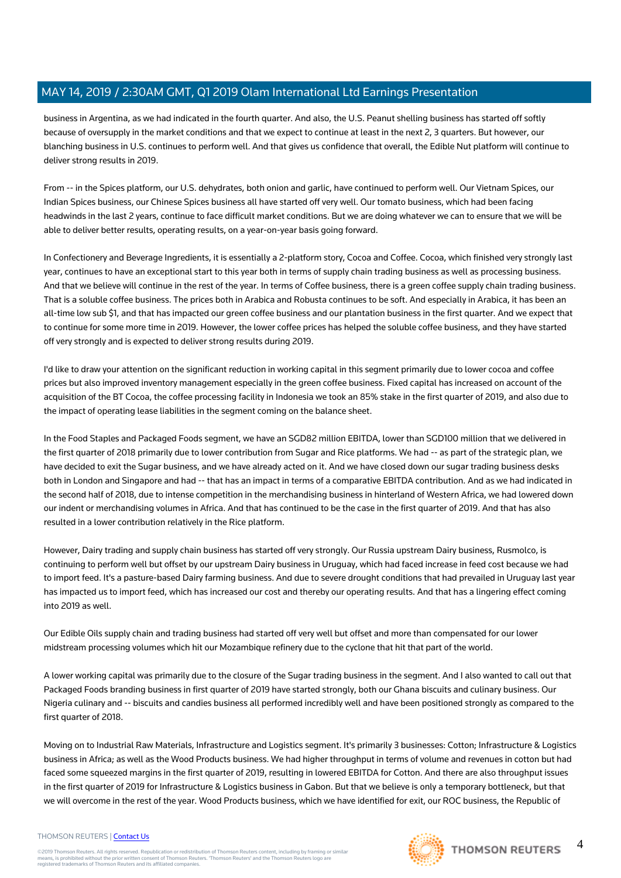business in Argentina, as we had indicated in the fourth quarter. And also, the U.S. Peanut shelling business has started off softly because of oversupply in the market conditions and that we expect to continue at least in the next 2, 3 quarters. But however, our blanching business in U.S. continues to perform well. And that gives us confidence that overall, the Edible Nut platform will continue to deliver strong results in 2019.

From -- in the Spices platform, our U.S. dehydrates, both onion and garlic, have continued to perform well. Our Vietnam Spices, our Indian Spices business, our Chinese Spices business all have started off very well. Our tomato business, which had been facing headwinds in the last 2 years, continue to face difficult market conditions. But we are doing whatever we can to ensure that we will be able to deliver better results, operating results, on a year-on-year basis going forward.

In Confectionery and Beverage Ingredients, it is essentially a 2-platform story, Cocoa and Coffee. Cocoa, which finished very strongly last year, continues to have an exceptional start to this year both in terms of supply chain trading business as well as processing business. And that we believe will continue in the rest of the year. In terms of Coffee business, there is a green coffee supply chain trading business. That is a soluble coffee business. The prices both in Arabica and Robusta continues to be soft. And especially in Arabica, it has been an all-time low sub $1, and that has impacted our green coffee business and our plantation business in the first quarter. And we expect that to continue for some more time in 2019. However, the lower coffee prices has helped the soluble coffee business, and they have started off very strongly and is expected to deliver strong results during 2019.

I'd like to draw your attention on the significant reduction in working capital in this segment primarily due to lower cocoa and coffee prices but also improved inventory management especially in the green coffee business. Fixed capital has increased on account of the acquisition of the BT Cocoa, the coffee processing facility in Indonesia we took an 85% stake in the first quarter of 2019, and also due to the impact of operating lease liabilities in the segment coming on the balance sheet.

In the Food Staples and Packaged Foods segment, we have an SGD82 million EBITDA, lower than SGD100 million that we delivered in the first quarter of 2018 primarily due to lower contribution from Sugar and Rice platforms. We had -- as part of the strategic plan, we have decided to exit the Sugar business, and we have already acted on it. And we have closed down our sugar trading business desks both in London and Singapore and had -- that has an impact in terms of a comparative EBITDA contribution. And as we had indicated in the second half of 2018, due to intense competition in the merchandising business in hinterland of Western Africa, we had lowered down our indent or merchandising volumes in Africa. And that has continued to be the case in the first quarter of 2019. And that has also resulted in a lower contribution relatively in the Rice platform.

However, Dairy trading and supply chain business has started off very strongly. Our Russia upstream Dairy business, Rusmolco, is continuing to perform well but offset by our upstream Dairy business in Uruguay, which had faced increase in feed cost because we had to import feed. It's a pasture-based Dairy farming business. And due to severe drought conditions that had prevailed in Uruguay last year has impacted us to import feed, which has increased our cost and thereby our operating results. And that has a lingering effect coming into 2019 as well.

Our Edible Oils supply chain and trading business had started off very well but offset and more than compensated for our lower midstream processing volumes which hit our Mozambique refinery due to the cyclone that hit that part of the world.

A lower working capital was primarily due to the closure of the Sugar trading business in the segment. And I also wanted to call out that Packaged Foods branding business in first quarter of 2019 have started strongly, both our Ghana biscuits and culinary business. Our Nigeria culinary and -- biscuits and candies business all performed incredibly well and have been positioned strongly as compared to the first quarter of 2018.

Moving on to Industrial Raw Materials, Infrastructure and Logistics segment. It's primarily 3 businesses: Cotton; Infrastructure & Logistics business in Africa; as well as the Wood Products business. We had higher throughput in terms of volume and revenues in cotton but had faced some squeezed margins in the first quarter of 2019, resulting in lowered EBITDA for Cotton. And there are also throughput issues in the first quarter of 2019 for Infrastructure & Logistics business in Gabon. But that we believe is only a temporary bottleneck, but that we will overcome in the rest of the year. Wood Products business, which we have identified for exit, our ROC business, the Republic of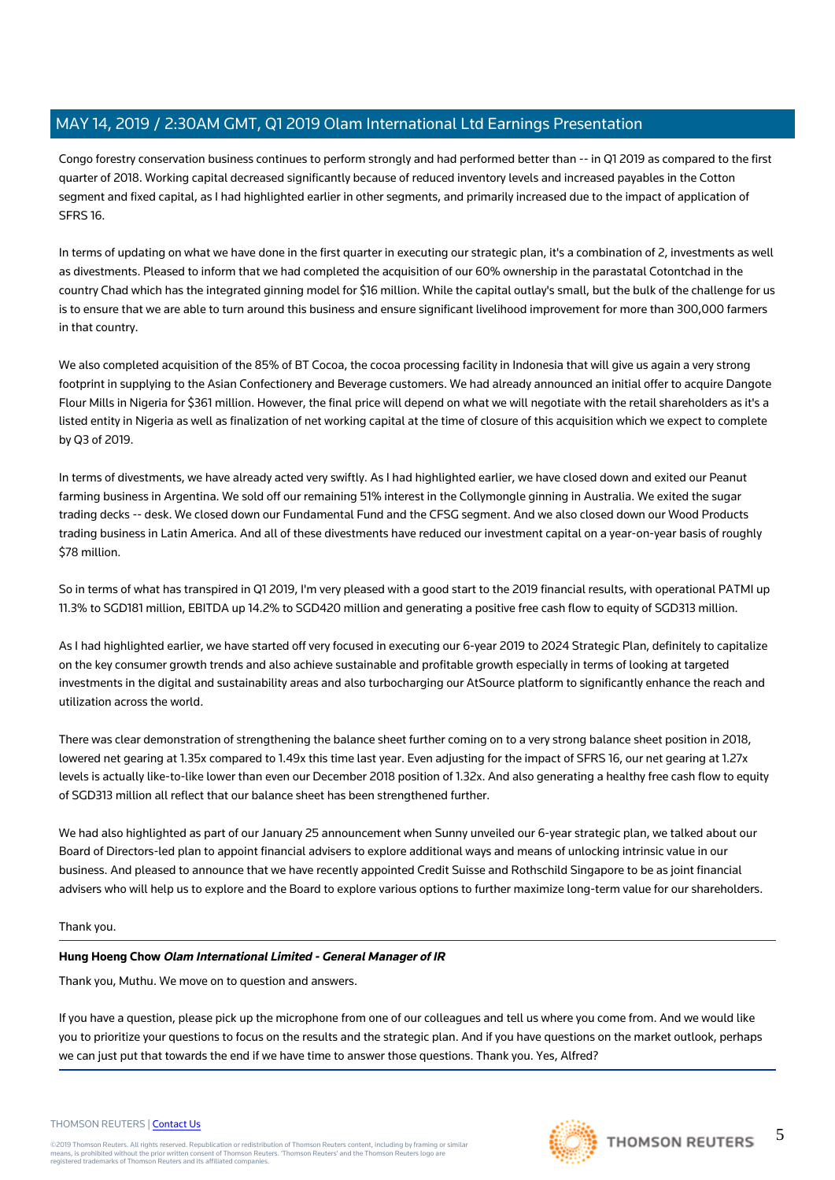Congo forestry conservation business continues to perform strongly and had performed better than -- in Q1 2019 as compared to the first quarter of 2018. Working capital decreased significantly because of reduced inventory levels and increased payables in the Cotton segment and fixed capital, as I had highlighted earlier in other segments, and primarily increased due to the impact of application of SFRS 16.

In terms of updating on what we have done in the first quarter in executing our strategic plan, it's a combination of 2, investments as well as divestments. Pleased to inform that we had completed the acquisition of our 60% ownership in the parastatal Cotontchad in the country Chad which has the integrated ginning model for $16 million. While the capital outlay's small, but the bulk of the challenge for us is to ensure that we are able to turn around this business and ensure significant livelihood improvement for more than 300,000 farmers in that country.

We also completed acquisition of the 85% of BT Cocoa, the cocoa processing facility in Indonesia that will give us again a very strong footprint in supplying to the Asian Confectionery and Beverage customers. We had already announced an initial offer to acquire Dangote Flour Mills in Nigeria for $361 million. However, the final price will depend on what we will negotiate with the retail shareholders as it's a listed entity in Nigeria as well as finalization of net working capital at the time of closure of this acquisition which we expect to complete by Q3 of 2019.

In terms of divestments, we have already acted very swiftly. As I had highlighted earlier, we have closed down and exited our Peanut farming business in Argentina. We sold off our remaining 51% interest in the Collymongle ginning in Australia. We exited the sugar trading decks -- desk. We closed down our Fundamental Fund and the CFSG segment. And we also closed down our Wood Products trading business in Latin America. And all of these divestments have reduced our investment capital on a year-on-year basis of roughly $78 million.

So in terms of what has transpired in Q1 2019, I'm very pleased with a good start to the 2019 financial results, with operational PATMI up 11.3% to SGD181 million, EBITDA up 14.2% to SGD420 million and generating a positive free cash flow to equity of SGD313 million.

As I had highlighted earlier, we have started off very focused in executing our 6-year 2019 to 2024 Strategic Plan, definitely to capitalize on the key consumer growth trends and also achieve sustainable and profitable growth especially in terms of looking at targeted investments in the digital and sustainability areas and also turbocharging our AtSource platform to significantly enhance the reach and utilization across the world.

There was clear demonstration of strengthening the balance sheet further coming on to a very strong balance sheet position in 2018, lowered net gearing at 1.35x compared to 1.49x this time last year. Even adjusting for the impact of SFRS 16, our net gearing at 1.27x levels is actually like-to-like lower than even our December 2018 position of 1.32x. And also generating a healthy free cash flow to equity of SGD313 million all reflect that our balance sheet has been strengthened further.

We had also highlighted as part of our January 25 announcement when Sunny unveiled our 6-year strategic plan, we talked about our Board of Directors-led plan to appoint financial advisers to explore additional ways and means of unlocking intrinsic value in our business. And pleased to announce that we have recently appointed Credit Suisse and Rothschild Singapore to be as joint financial advisers who will help us to explore and the Board to explore various options to further maximize long-term value for our shareholders.

Thank you.

---

**Hung Hoeng Chow** ***Olam International Limited - General Manager of IR***

Thank you, Muthu. We move on to question and answers.

If you have a question, please pick up the microphone from one of our colleagues and tell us where you come from. And we would like you to prioritize your questions to focus on the results and the strategic plan. And if you have questions on the market outlook, perhaps we can just put that towards the end if we have time to answer those questions. Thank you. Yes, Alfred?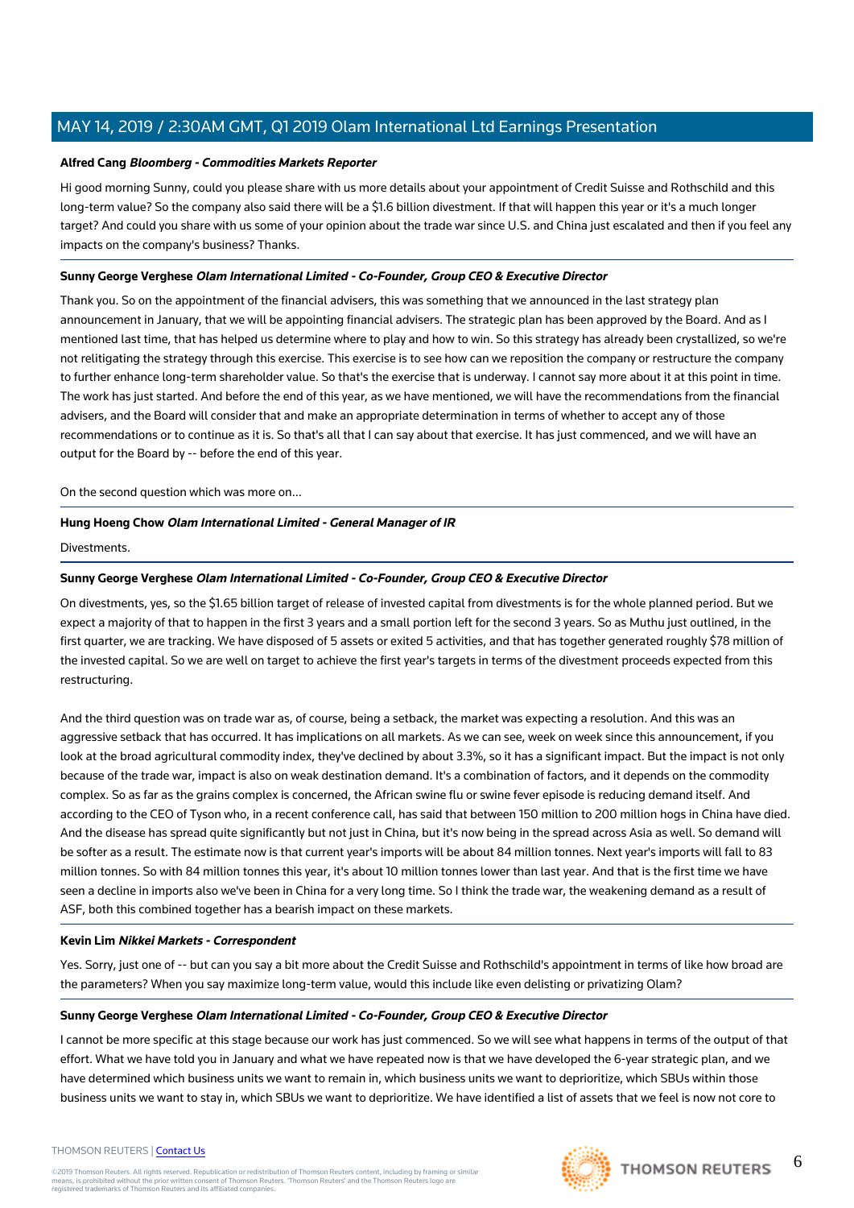**Alfred Cang** ***Bloomberg - Commodities Markets Reporter***

Hi good morning Sunny, could you please share with us more details about your appointment of Credit Suisse and Rothschild and this long-term value? So the company also said there will be a $1.6 billion divestment. If that will happen this year or it's a much longer target? And could you share with us some of your opinion about the trade war since U.S. and China just escalated and then if you feel any impacts on the company's business? Thanks.

**Sunny George Verghese** ***Olam International Limited - Co-Founder, Group CEO & Executive Director***

Thank you. So on the appointment of the financial advisers, this was something that we announced in the last strategy plan announcement in January, that we will be appointing financial advisers. The strategic plan has been approved by the Board. And as I mentioned last time, that has helped us determine where to play and how to win. So this strategy has already been crystallized, so we're not relitigating the strategy through this exercise. This exercise is to see how can we reposition the company or restructure the company to further enhance long-term shareholder value. So that's the exercise that is underway. I cannot say more about it at this point in time. The work has just started. And before the end of this year, as we have mentioned, we will have the recommendations from the financial advisers, and the Board will consider that and make an appropriate determination in terms of whether to accept any of those recommendations or to continue as it is. So that's all that I can say about that exercise. It has just commenced, and we will have an output for the Board by -- before the end of this year.

On the second question which was more on...

**Hung Hoeng Chow** ***Olam International Limited - General Manager of IR***

Divestments.

**Sunny George Verghese** ***Olam International Limited - Co-Founder, Group CEO & Executive Director***

On divestments, yes, so the $1.65 billion target of release of invested capital from divestments is for the whole planned period. But we expect a majority of that to happen in the first 3 years and a small portion left for the second 3 years. So as Muthu just outlined, in the first quarter, we are tracking. We have disposed of 5 assets or exited 5 activities, and that has together generated roughly $78 million of the invested capital. So we are well on target to achieve the first year's targets in terms of the divestment proceeds expected from this restructuring.

And the third question was on trade war as, of course, being a setback, the market was expecting a resolution. And this was an aggressive setback that has occurred. It has implications on all markets. As we can see, week on week since this announcement, if you look at the broad agricultural commodity index, they've declined by about 3.3%, so it has a significant impact. But the impact is not only because of the trade war, impact is also on weak destination demand. It's a combination of factors, and it depends on the commodity complex. So as far as the grains complex is concerned, the African swine flu or swine fever episode is reducing demand itself. And according to the CEO of Tyson who, in a recent conference call, has said that between 150 million to 200 million hogs in China have died. And the disease has spread quite significantly but not just in China, but it's now being in the spread across Asia as well. So demand will be softer as a result. The estimate now is that current year's imports will be about 84 million tonnes. Next year's imports will fall to 83 million tonnes. So with 84 million tonnes this year, it's about 10 million tonnes lower than last year. And that is the first time we have seen a decline in imports also we've been in China for a very long time. So I think the trade war, the weakening demand as a result of ASF, both this combined together has a bearish impact on these markets.

**Kevin Lim** ***Nikkei Markets - Correspondent***

Yes. Sorry, just one of -- but can you say a bit more about the Credit Suisse and Rothschild's appointment in terms of like how broad are the parameters? When you say maximize long-term value, would this include like even delisting or privatizing Olam?

**Sunny George Verghese** ***Olam International Limited - Co-Founder, Group CEO & Executive Director***

I cannot be more specific at this stage because our work has just commenced. So we will see what happens in terms of the output of that effort. What we have told you in January and what we have repeated now is that we have developed the 6-year strategic plan, and we have determined which business units we want to remain in, which business units we want to deprioritize, which SBUs within those business units we want to stay in, which SBUs we want to deprioritize. We have identified a list of assets that we feel is now not core to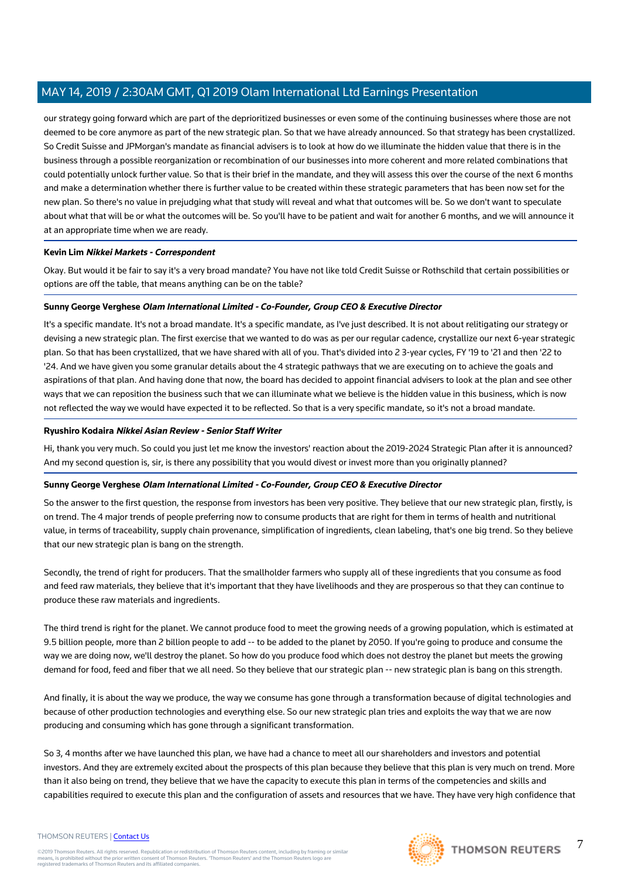our strategy going forward which are part of the deprioritized businesses or even some of the continuing businesses where those are not deemed to be core anymore as part of the new strategic plan. So that we have already announced. So that strategy has been crystallized. So Credit Suisse and JPMorgan's mandate as financial advisers is to look at how do we illuminate the hidden value that there is in the business through a possible reorganization or recombination of our businesses into more coherent and more related combinations that could potentially unlock further value. So that is their brief in the mandate, and they will assess this over the course of the next 6 months and make a determination whether there is further value to be created within these strategic parameters that has been now set for the new plan. So there's no value in prejudging what that study will reveal and what that outcomes will be. So we don't want to speculate about what that will be or what the outcomes will be. So you'll have to be patient and wait for another 6 months, and we will announce it at an appropriate time when we are ready.

---

**Kevin Lim** ***Nikkei Markets - Correspondent***

Okay. But would it be fair to say it's a very broad mandate? You have not like told Credit Suisse or Rothschild that certain possibilities or options are off the table, that means anything can be on the table?

---

**Sunny George Verghese** ***Olam International Limited - Co-Founder, Group CEO & Executive Director***

It's a specific mandate. It's not a broad mandate. It's a specific mandate, as I've just described. It is not about relitigating our strategy or devising a new strategic plan. The first exercise that we wanted to do was as per our regular cadence, crystallize our next 6-year strategic plan. So that has been crystallized, that we have shared with all of you. That's divided into 2 3-year cycles, FY '19 to '21 and then '22 to '24. And we have given you some granular details about the 4 strategic pathways that we are executing on to achieve the goals and aspirations of that plan. And having done that now, the board has decided to appoint financial advisers to look at the plan and see other ways that we can reposition the business such that we can illuminate what we believe is the hidden value in this business, which is now not reflected the way we would have expected it to be reflected. So that is a very specific mandate, so it's not a broad mandate.

---

**Ryushiro Kodaira** ***Nikkei Asian Review - Senior Staff Writer***

Hi, thank you very much. So could you just let me know the investors' reaction about the 2019-2024 Strategic Plan after it is announced? And my second question is, sir, is there any possibility that you would divest or invest more than you originally planned?

---

**Sunny George Verghese** ***Olam International Limited - Co-Founder, Group CEO & Executive Director***

So the answer to the first question, the response from investors has been very positive. They believe that our new strategic plan, firstly, is on trend. The 4 major trends of people preferring now to consume products that are right for them in terms of health and nutritional value, in terms of traceability, supply chain provenance, simplification of ingredients, clean labeling, that's one big trend. So they believe that our new strategic plan is bang on the strength.

Secondly, the trend of right for producers. That the smallholder farmers who supply all of these ingredients that you consume as food and feed raw materials, they believe that it's important that they have livelihoods and they are prosperous so that they can continue to produce these raw materials and ingredients.

The third trend is right for the planet. We cannot produce food to meet the growing needs of a growing population, which is estimated at 9.5 billion people, more than 2 billion people to add -- to be added to the planet by 2050. If you're going to produce and consume the way we are doing now, we'll destroy the planet. So how do you produce food which does not destroy the planet but meets the growing demand for food, feed and fiber that we all need. So they believe that our strategic plan -- new strategic plan is bang on this strength.

And finally, it is about the way we produce, the way we consume has gone through a transformation because of digital technologies and because of other production technologies and everything else. So our new strategic plan tries and exploits the way that we are now producing and consuming which has gone through a significant transformation.

So 3, 4 months after we have launched this plan, we have had a chance to meet all our shareholders and investors and potential investors. And they are extremely excited about the prospects of this plan because they believe that this plan is very much on trend. More than it also being on trend, they believe that we have the capacity to execute this plan in terms of the competencies and skills and capabilities required to execute this plan and the configuration of assets and resources that we have. They have very high confidence that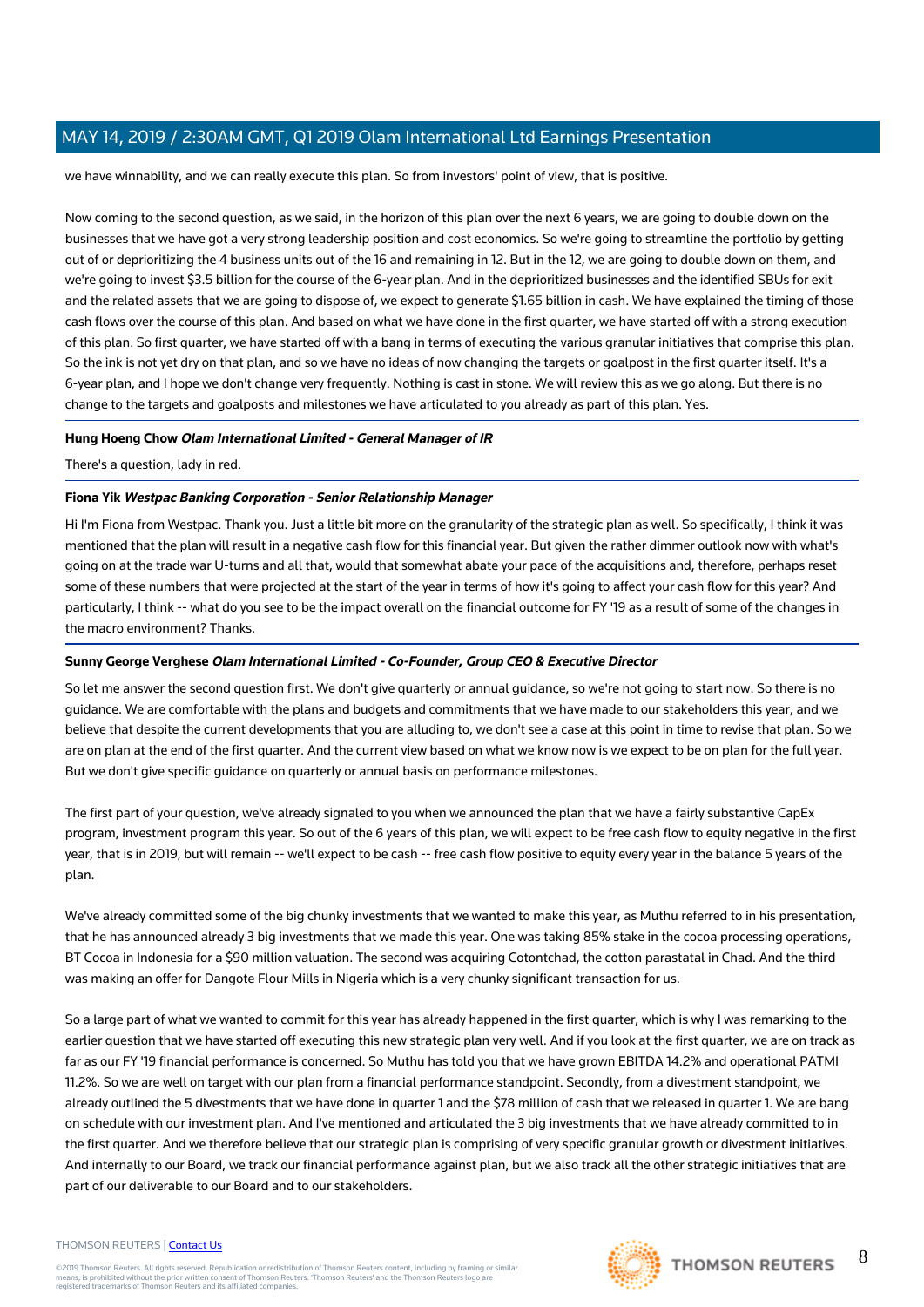we have winnability, and we can really execute this plan. So from investors' point of view, that is positive.

Now coming to the second question, as we said, in the horizon of this plan over the next 6 years, we are going to double down on the businesses that we have got a very strong leadership position and cost economics. So we're going to streamline the portfolio by getting out of or deprioritizing the 4 business units out of the 16 and remaining in 12. But in the 12, we are going to double down on them, and we're going to invest $3.5 billion for the course of the 6-year plan. And in the deprioritized businesses and the identified SBUs for exit and the related assets that we are going to dispose of, we expect to generate $1.65 billion in cash. We have explained the timing of those cash flows over the course of this plan. And based on what we have done in the first quarter, we have started off with a strong execution of this plan. So first quarter, we have started off with a bang in terms of executing the various granular initiatives that comprise this plan. So the ink is not yet dry on that plan, and so we have no ideas of now changing the targets or goalpost in the first quarter itself. It's a 6-year plan, and I hope we don't change very frequently. Nothing is cast in stone. We will review this as we go along. But there is no change to the targets and goalposts and milestones we have articulated to you already as part of this plan. Yes.

**Hung Hoeng Chow** ***Olam International Limited - General Manager of IR***

There's a question, lady in red.

**Fiona Yik** ***Westpac Banking Corporation - Senior Relationship Manager***

Hi I'm Fiona from Westpac. Thank you. Just a little bit more on the granularity of the strategic plan as well. So specifically, I think it was mentioned that the plan will result in a negative cash flow for this financial year. But given the rather dimmer outlook now with what's going on at the trade war U-turns and all that, would that somewhat abate your pace of the acquisitions and, therefore, perhaps reset some of these numbers that were projected at the start of the year in terms of how it's going to affect your cash flow for this year? And particularly, I think -- what do you see to be the impact overall on the financial outcome for FY '19 as a result of some of the changes in the macro environment? Thanks.

**Sunny George Verghese** ***Olam International Limited - Co-Founder, Group CEO & Executive Director***

So let me answer the second question first. We don't give quarterly or annual guidance, so we're not going to start now. So there is no guidance. We are comfortable with the plans and budgets and commitments that we have made to our stakeholders this year, and we believe that despite the current developments that you are alluding to, we don't see a case at this point in time to revise that plan. So we are on plan at the end of the first quarter. And the current view based on what we know now is we expect to be on plan for the full year. But we don't give specific guidance on quarterly or annual basis on performance milestones.

The first part of your question, we've already signaled to you when we announced the plan that we have a fairly substantive CapEx program, investment program this year. So out of the 6 years of this plan, we will expect to be free cash flow to equity negative in the first year, that is in 2019, but will remain -- we'll expect to be cash -- free cash flow positive to equity every year in the balance 5 years of the plan.

We've already committed some of the big chunky investments that we wanted to make this year, as Muthu referred to in his presentation, that he has announced already 3 big investments that we made this year. One was taking 85% stake in the cocoa processing operations, BT Cocoa in Indonesia for a $90 million valuation. The second was acquiring Cotontchad, the cotton parastatal in Chad. And the third was making an offer for Dangote Flour Mills in Nigeria which is a very chunky significant transaction for us.

So a large part of what we wanted to commit for this year has already happened in the first quarter, which is why I was remarking to the earlier question that we have started off executing this new strategic plan very well. And if you look at the first quarter, we are on track as far as our FY '19 financial performance is concerned. So Muthu has told you that we have grown EBITDA 14.2% and operational PATMI 11.2%. So we are well on target with our plan from a financial performance standpoint. Secondly, from a divestment standpoint, we already outlined the 5 divestments that we have done in quarter 1 and the $78 million of cash that we released in quarter 1. We are bang on schedule with our investment plan. And I've mentioned and articulated the 3 big investments that we have already committed to in the first quarter. And we therefore believe that our strategic plan is comprising of very specific granular growth or divestment initiatives. And internally to our Board, we track our financial performance against plan, but we also track all the other strategic initiatives that are part of our deliverable to our Board and to our stakeholders.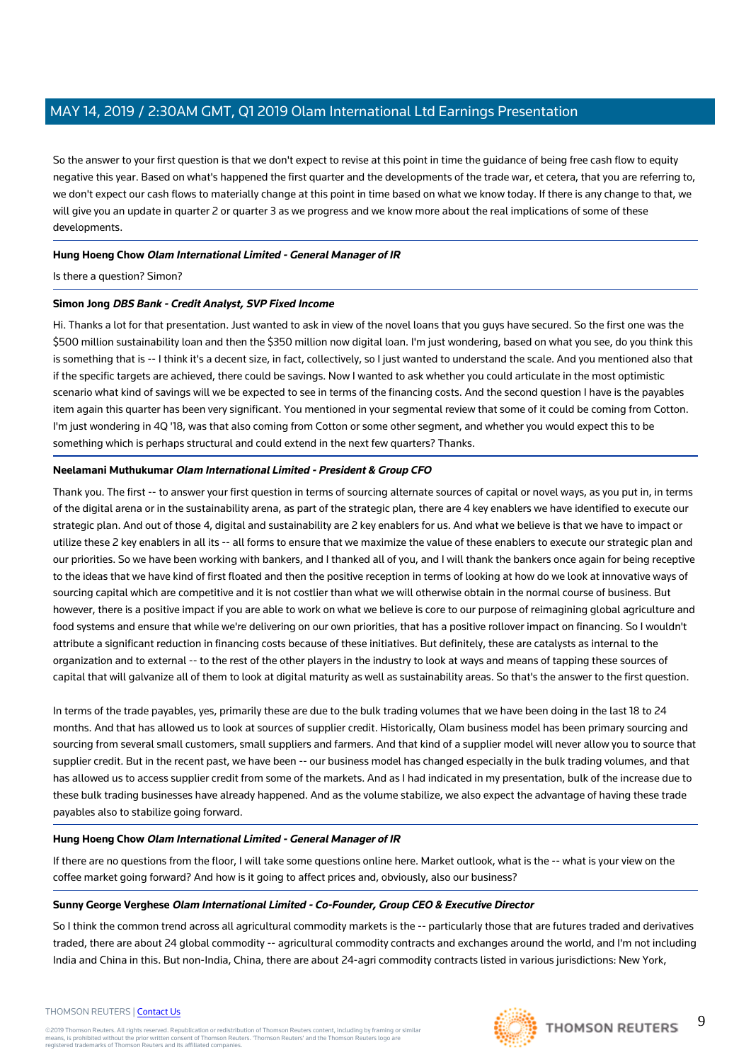So the answer to your first question is that we don't expect to revise at this point in time the guidance of being free cash flow to equity negative this year. Based on what's happened the first quarter and the developments of the trade war, et cetera, that you are referring to, we don't expect our cash flows to materially change at this point in time based on what we know today. If there is any change to that, we will give you an update in quarter 2 or quarter 3 as we progress and we know more about the real implications of some of these developments.

---

**Hung Hoeng Chow** ***Olam International Limited - General Manager of IR***

Is there a question? Simon?

---

**Simon Jong** ***DBS Bank - Credit Analyst, SVP Fixed Income***

Hi. Thanks a lot for that presentation. Just wanted to ask in view of the novel loans that you guys have secured. So the first one was the $500 million sustainability loan and then the $350 million now digital loan. I'm just wondering, based on what you see, do you think this is something that is -- I think it's a decent size, in fact, collectively, so I just wanted to understand the scale. And you mentioned also that if the specific targets are achieved, there could be savings. Now I wanted to ask whether you could articulate in the most optimistic scenario what kind of savings will we be expected to see in terms of the financing costs. And the second question I have is the payables item again this quarter has been very significant. You mentioned in your segmental review that some of it could be coming from Cotton. I'm just wondering in 4Q '18, was that also coming from Cotton or some other segment, and whether you would expect this to be something which is perhaps structural and could extend in the next few quarters? Thanks.

---

**Neelamani Muthukumar** ***Olam International Limited - President & Group CFO***

Thank you. The first -- to answer your first question in terms of sourcing alternate sources of capital or novel ways, as you put in, in terms of the digital arena or in the sustainability arena, as part of the strategic plan, there are 4 key enablers we have identified to execute our strategic plan. And out of those 4, digital and sustainability are 2 key enablers for us. And what we believe is that we have to impact or utilize these 2 key enablers in all its -- all forms to ensure that we maximize the value of these enablers to execute our strategic plan and our priorities. So we have been working with bankers, and I thanked all of you, and I will thank the bankers once again for being receptive to the ideas that we have kind of first floated and then the positive reception in terms of looking at how do we look at innovative ways of sourcing capital which are competitive and it is not costlier than what we will otherwise obtain in the normal course of business. But however, there is a positive impact if you are able to work on what we believe is core to our purpose of reimagining global agriculture and food systems and ensure that while we're delivering on our own priorities, that has a positive rollover impact on financing. So I wouldn't attribute a significant reduction in financing costs because of these initiatives. But definitely, these are catalysts as internal to the organization and to external -- to the rest of the other players in the industry to look at ways and means of tapping these sources of capital that will galvanize all of them to look at digital maturity as well as sustainability areas. So that's the answer to the first question.

In terms of the trade payables, yes, primarily these are due to the bulk trading volumes that we have been doing in the last 18 to 24 months. And that has allowed us to look at sources of supplier credit. Historically, Olam business model has been primary sourcing and sourcing from several small customers, small suppliers and farmers. And that kind of a supplier model will never allow you to source that supplier credit. But in the recent past, we have been -- our business model has changed especially in the bulk trading volumes, and that has allowed us to access supplier credit from some of the markets. And as I had indicated in my presentation, bulk of the increase due to these bulk trading businesses have already happened. And as the volume stabilize, we also expect the advantage of having these trade payables also to stabilize going forward.

---

**Hung Hoeng Chow** ***Olam International Limited - General Manager of IR***

If there are no questions from the floor, I will take some questions online here. Market outlook, what is the -- what is your view on the coffee market going forward? And how is it going to affect prices and, obviously, also our business?

---

**Sunny George Verghese** ***Olam International Limited - Co-Founder, Group CEO & Executive Director***

So I think the common trend across all agricultural commodity markets is the -- particularly those that are futures traded and derivatives traded, there are about 24 global commodity -- agricultural commodity contracts and exchanges around the world, and I'm not including India and China in this. But non-India, China, there are about 24-agri commodity contracts listed in various jurisdictions: New York,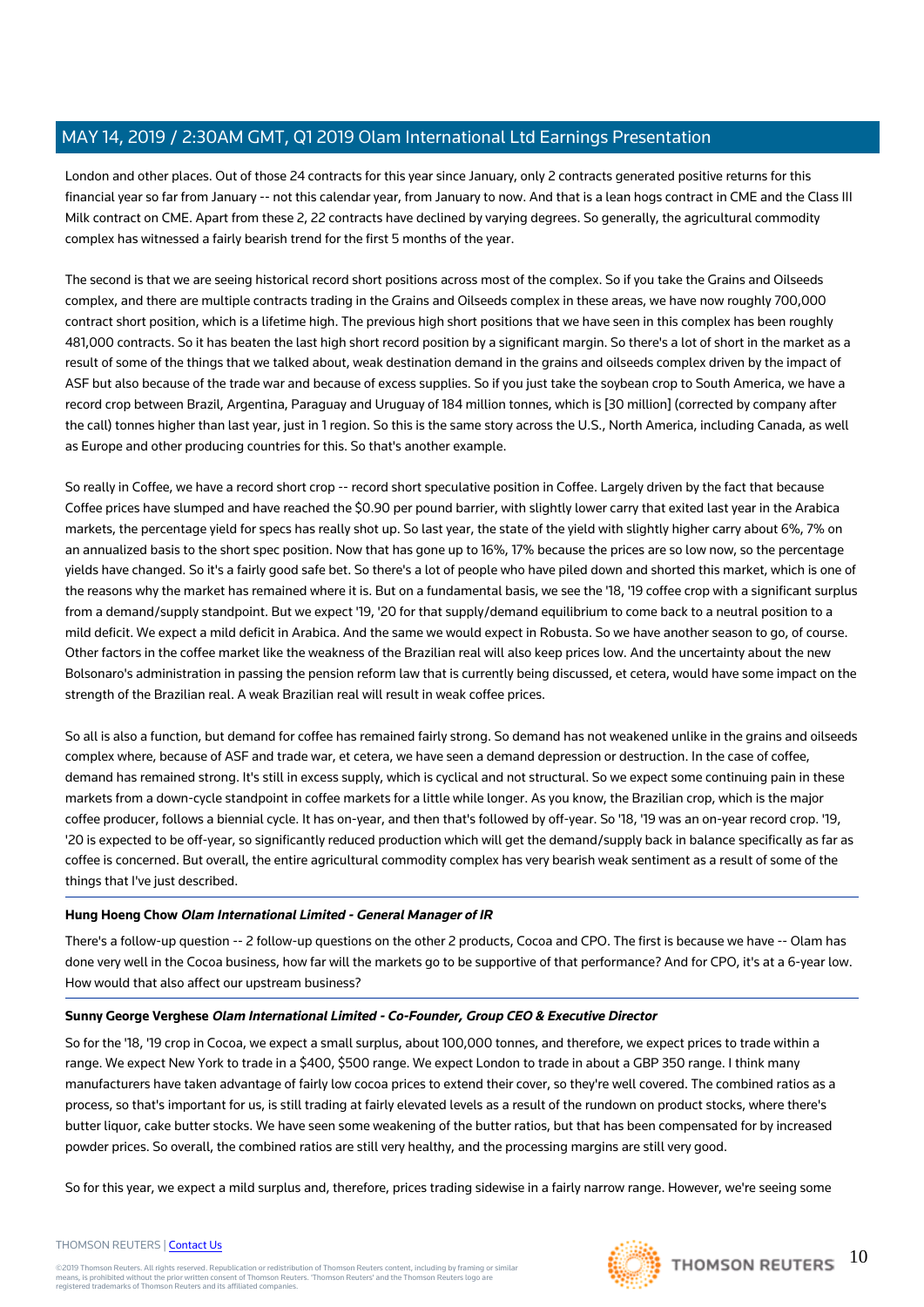London and other places. Out of those 24 contracts for this year since January, only 2 contracts generated positive returns for this financial year so far from January -- not this calendar year, from January to now. And that is a lean hogs contract in CME and the Class III Milk contract on CME. Apart from these 2, 22 contracts have declined by varying degrees. So generally, the agricultural commodity complex has witnessed a fairly bearish trend for the first 5 months of the year.

The second is that we are seeing historical record short positions across most of the complex. So if you take the Grains and Oilseeds complex, and there are multiple contracts trading in the Grains and Oilseeds complex in these areas, we have now roughly 700,000 contract short position, which is a lifetime high. The previous high short positions that we have seen in this complex has been roughly 481,000 contracts. So it has beaten the last high short record position by a significant margin. So there's a lot of short in the market as a result of some of the things that we talked about, weak destination demand in the grains and oilseeds complex driven by the impact of ASF but also because of the trade war and because of excess supplies. So if you just take the soybean crop to South America, we have a record crop between Brazil, Argentina, Paraguay and Uruguay of 184 million tonnes, which is [30 million] (corrected by company after the call) tonnes higher than last year, just in 1 region. So this is the same story across the U.S., North America, including Canada, as well as Europe and other producing countries for this. So that's another example.

So really in Coffee, we have a record short crop -- record short speculative position in Coffee. Largely driven by the fact that because Coffee prices have slumped and have reached the $0.90 per pound barrier, with slightly lower carry that exited last year in the Arabica markets, the percentage yield for specs has really shot up. So last year, the state of the yield with slightly higher carry about 6%, 7% on an annualized basis to the short spec position. Now that has gone up to 16%, 17% because the prices are so low now, so the percentage yields have changed. So it's a fairly good safe bet. So there's a lot of people who have piled down and shorted this market, which is one of the reasons why the market has remained where it is. But on a fundamental basis, we see the '18, '19 coffee crop with a significant surplus from a demand/supply standpoint. But we expect '19, '20 for that supply/demand equilibrium to come back to a neutral position to a mild deficit. We expect a mild deficit in Arabica. And the same we would expect in Robusta. So we have another season to go, of course. Other factors in the coffee market like the weakness of the Brazilian real will also keep prices low. And the uncertainty about the new Bolsonaro's administration in passing the pension reform law that is currently being discussed, et cetera, would have some impact on the strength of the Brazilian real. A weak Brazilian real will result in weak coffee prices.

So all is also a function, but demand for coffee has remained fairly strong. So demand has not weakened unlike in the grains and oilseeds complex where, because of ASF and trade war, et cetera, we have seen a demand depression or destruction. In the case of coffee, demand has remained strong. It's still in excess supply, which is cyclical and not structural. So we expect some continuing pain in these markets from a down-cycle standpoint in coffee markets for a little while longer. As you know, the Brazilian crop, which is the major coffee producer, follows a biennial cycle. It has on-year, and then that's followed by off-year. So '18, '19 was an on-year record crop. '19, '20 is expected to be off-year, so significantly reduced production which will get the demand/supply back in balance specifically as far as coffee is concerned. But overall, the entire agricultural commodity complex has very bearish weak sentiment as a result of some of the things that I've just described.

---

**Hung Hoeng Chow** ***Olam International Limited - General Manager of IR***

There's a follow-up question -- 2 follow-up questions on the other 2 products, Cocoa and CPO. The first is because we have -- Olam has done very well in the Cocoa business, how far will the markets go to be supportive of that performance? And for CPO, it's at a 6-year low. How would that also affect our upstream business?

---

**Sunny George Verghese** ***Olam International Limited - Co-Founder, Group CEO & Executive Director***

So for the '18, '19 crop in Cocoa, we expect a small surplus, about 100,000 tonnes, and therefore, we expect prices to trade within a range. We expect New York to trade in a $400, $500 range. We expect London to trade in about a GBP 350 range. I think many manufacturers have taken advantage of fairly low cocoa prices to extend their cover, so they're well covered. The combined ratios as a process, so that's important for us, is still trading at fairly elevated levels as a result of the rundown on product stocks, where there's butter liquor, cake butter stocks. We have seen some weakening of the butter ratios, but that has been compensated for by increased powder prices. So overall, the combined ratios are still very healthy, and the processing margins are still very good.

So for this year, we expect a mild surplus and, therefore, prices trading sidewise in a fairly narrow range. However, we're seeing some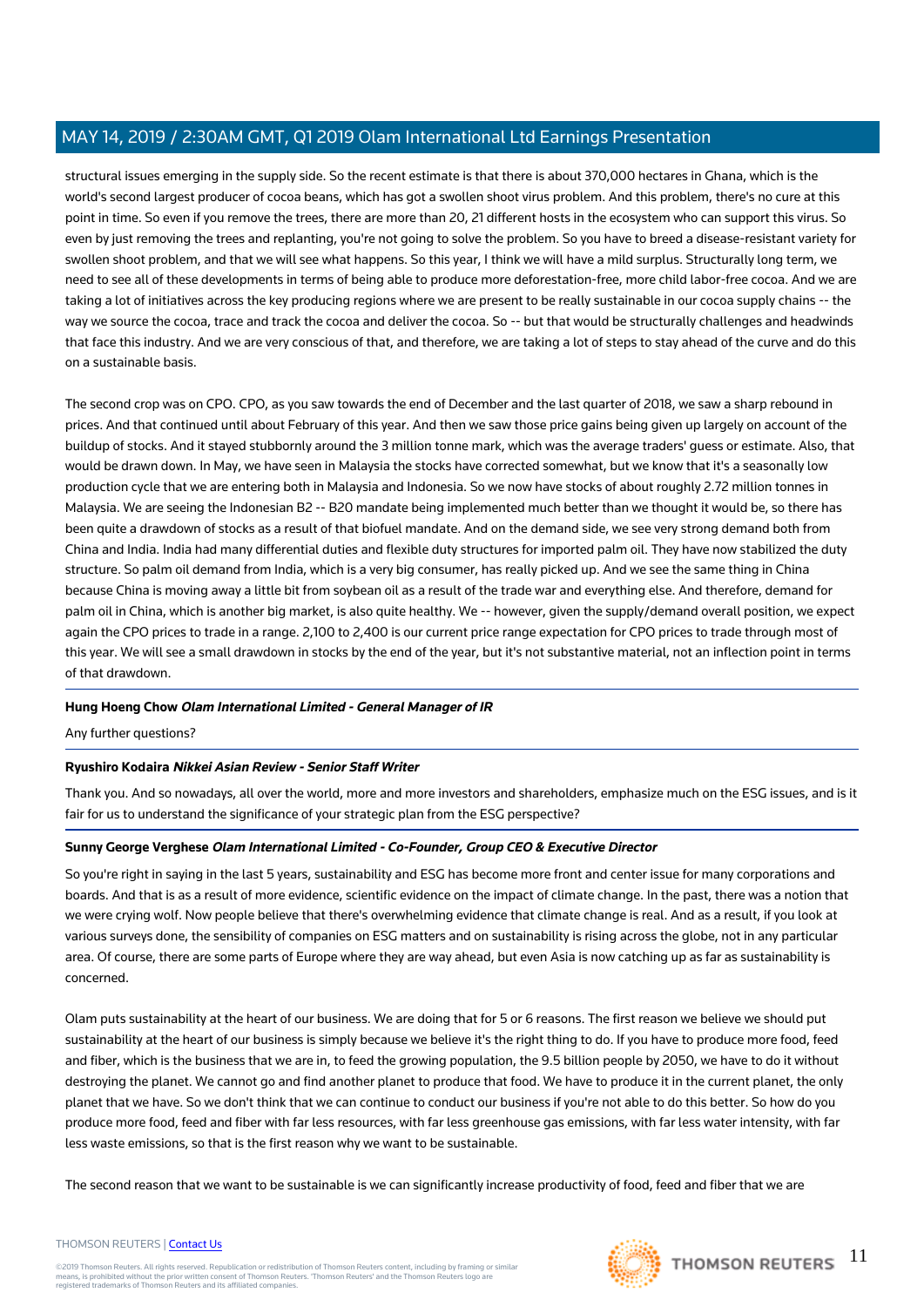structural issues emerging in the supply side. So the recent estimate is that there is about 370,000 hectares in Ghana, which is the world's second largest producer of cocoa beans, which has got a swollen shoot virus problem. And this problem, there's no cure at this point in time. So even if you remove the trees, there are more than 20, 21 different hosts in the ecosystem who can support this virus. So even by just removing the trees and replanting, you're not going to solve the problem. So you have to breed a disease-resistant variety for swollen shoot problem, and that we will see what happens. So this year, I think we will have a mild surplus. Structurally long term, we need to see all of these developments in terms of being able to produce more deforestation-free, more child labor-free cocoa. And we are taking a lot of initiatives across the key producing regions where we are present to be really sustainable in our cocoa supply chains -- the way we source the cocoa, trace and track the cocoa and deliver the cocoa. So -- but that would be structurally challenges and headwinds that face this industry. And we are very conscious of that, and therefore, we are taking a lot of steps to stay ahead of the curve and do this on a sustainable basis.

The second crop was on CPO. CPO, as you saw towards the end of December and the last quarter of 2018, we saw a sharp rebound in prices. And that continued until about February of this year. And then we saw those price gains being given up largely on account of the buildup of stocks. And it stayed stubbornly around the 3 million tonne mark, which was the average traders' guess or estimate. Also, that would be drawn down. In May, we have seen in Malaysia the stocks have corrected somewhat, but we know that it's a seasonally low production cycle that we are entering both in Malaysia and Indonesia. So we now have stocks of about roughly 2.72 million tonnes in Malaysia. We are seeing the Indonesian B2 -- B20 mandate being implemented much better than we thought it would be, so there has been quite a drawdown of stocks as a result of that biofuel mandate. And on the demand side, we see very strong demand both from China and India. India had many differential duties and flexible duty structures for imported palm oil. They have now stabilized the duty structure. So palm oil demand from India, which is a very big consumer, has really picked up. And we see the same thing in China because China is moving away a little bit from soybean oil as a result of the trade war and everything else. And therefore, demand for palm oil in China, which is another big market, is also quite healthy. We -- however, given the supply/demand overall position, we expect again the CPO prices to trade in a range. 2,100 to 2,400 is our current price range expectation for CPO prices to trade through most of this year. We will see a small drawdown in stocks by the end of the year, but it's not substantive material, not an inflection point in terms of that drawdown.

**Hung Hoeng Chow** ***Olam International Limited - General Manager of IR***

Any further questions?

**Ryushiro Kodaira** ***Nikkei Asian Review - Senior Staff Writer***

Thank you. And so nowadays, all over the world, more and more investors and shareholders, emphasize much on the ESG issues, and is it fair for us to understand the significance of your strategic plan from the ESG perspective?

**Sunny George Verghese** ***Olam International Limited - Co-Founder, Group CEO & Executive Director***

So you're right in saying in the last 5 years, sustainability and ESG has become more front and center issue for many corporations and boards. And that is as a result of more evidence, scientific evidence on the impact of climate change. In the past, there was a notion that we were crying wolf. Now people believe that there's overwhelming evidence that climate change is real. And as a result, if you look at various surveys done, the sensibility of companies on ESG matters and on sustainability is rising across the globe, not in any particular area. Of course, there are some parts of Europe where they are way ahead, but even Asia is now catching up as far as sustainability is concerned.

Olam puts sustainability at the heart of our business. We are doing that for 5 or 6 reasons. The first reason we believe we should put sustainability at the heart of our business is simply because we believe it's the right thing to do. If you have to produce more food, feed and fiber, which is the business that we are in, to feed the growing population, the 9.5 billion people by 2050, we have to do it without destroying the planet. We cannot go and find another planet to produce that food. We have to produce it in the current planet, the only planet that we have. So we don't think that we can continue to conduct our business if you're not able to do this better. So how do you produce more food, feed and fiber with far less resources, with far less greenhouse gas emissions, with far less water intensity, with far less waste emissions, so that is the first reason why we want to be sustainable.

The second reason that we want to be sustainable is we can significantly increase productivity of food, feed and fiber that we are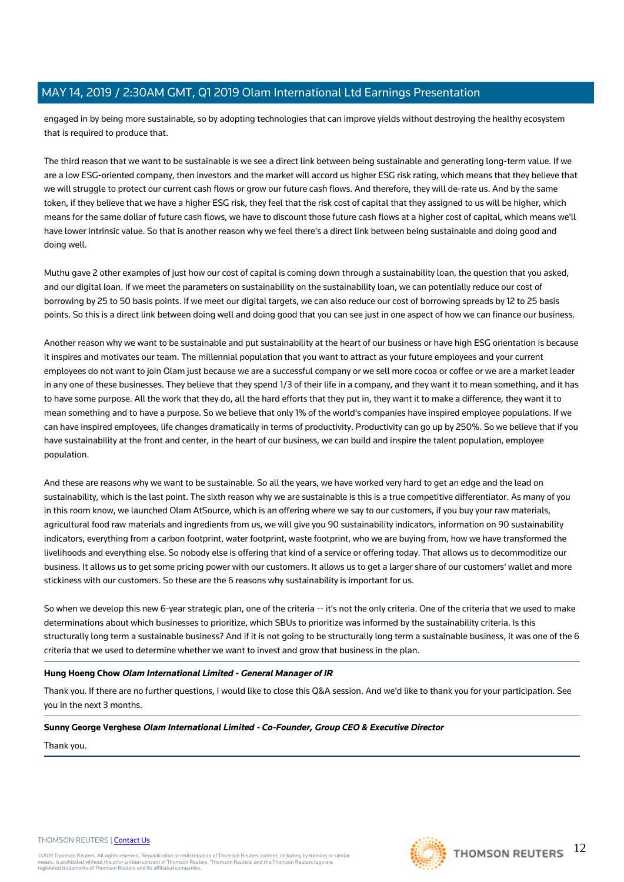engaged in by being more sustainable, so by adopting technologies that can improve yields without destroying the healthy ecosystem that is required to produce that.

The third reason that we want to be sustainable is we see a direct link between being sustainable and generating long-term value. If we are a low ESG-oriented company, then investors and the market will accord us higher ESG risk rating, which means that they believe that we will struggle to protect our current cash flows or grow our future cash flows. And therefore, they will de-rate us. And by the same token, if they believe that we have a higher ESG risk, they feel that the risk cost of capital that they assigned to us will be higher, which means for the same dollar of future cash flows, we have to discount those future cash flows at a higher cost of capital, which means we'll have lower intrinsic value. So that is another reason why we feel there's a direct link between being sustainable and doing good and doing well.

Muthu gave 2 other examples of just how our cost of capital is coming down through a sustainability loan, the question that you asked, and our digital loan. If we meet the parameters on sustainability on the sustainability loan, we can potentially reduce our cost of borrowing by 25 to 50 basis points. If we meet our digital targets, we can also reduce our cost of borrowing spreads by 12 to 25 basis points. So this is a direct link between doing well and doing good that you can see just in one aspect of how we can finance our business.

Another reason why we want to be sustainable and put sustainability at the heart of our business or have high ESG orientation is because it inspires and motivates our team. The millennial population that you want to attract as your future employees and your current employees do not want to join Olam just because we are a successful company or we sell more cocoa or coffee or we are a market leader in any one of these businesses. They believe that they spend 1/3 of their life in a company, and they want it to mean something, and it has to have some purpose. All the work that they do, all the hard efforts that they put in, they want it to make a difference, they want it to mean something and to have a purpose. So we believe that only 1% of the world's companies have inspired employee populations. If we can have inspired employees, life changes dramatically in terms of productivity. Productivity can go up by 250%. So we believe that if you have sustainability at the front and center, in the heart of our business, we can build and inspire the talent population, employee population.

And these are reasons why we want to be sustainable. So all the years, we have worked very hard to get an edge and the lead on sustainability, which is the last point. The sixth reason why we are sustainable is this is a true competitive differentiator. As many of you in this room know, we launched Olam AtSource, which is an offering where we say to our customers, if you buy your raw materials, agricultural food raw materials and ingredients from us, we will give you 90 sustainability indicators, information on 90 sustainability indicators, everything from a carbon footprint, water footprint, waste footprint, who we are buying from, how we have transformed the livelihoods and everything else. So nobody else is offering that kind of a service or offering today. That allows us to decommoditize our business. It allows us to get some pricing power with our customers. It allows us to get a larger share of our customers' wallet and more stickiness with our customers. So these are the 6 reasons why sustainability is important for us.

So when we develop this new 6-year strategic plan, one of the criteria -- it's not the only criteria. One of the criteria that we used to make determinations about which businesses to prioritize, which SBUs to prioritize was informed by the sustainability criteria. Is this structurally long term a sustainable business? And if it is not going to be structurally long term a sustainable business, it was one of the 6 criteria that we used to determine whether we want to invest and grow that business in the plan.

**Hung Hoeng Chow** ***Olam International Limited - General Manager of IR***

Thank you. If there are no further questions, I would like to close this Q&A session. And we'd like to thank you for your participation. See you in the next 3 months.

**Sunny George Verghese** ***Olam International Limited - Co-Founder, Group CEO & Executive Director***

Thank you.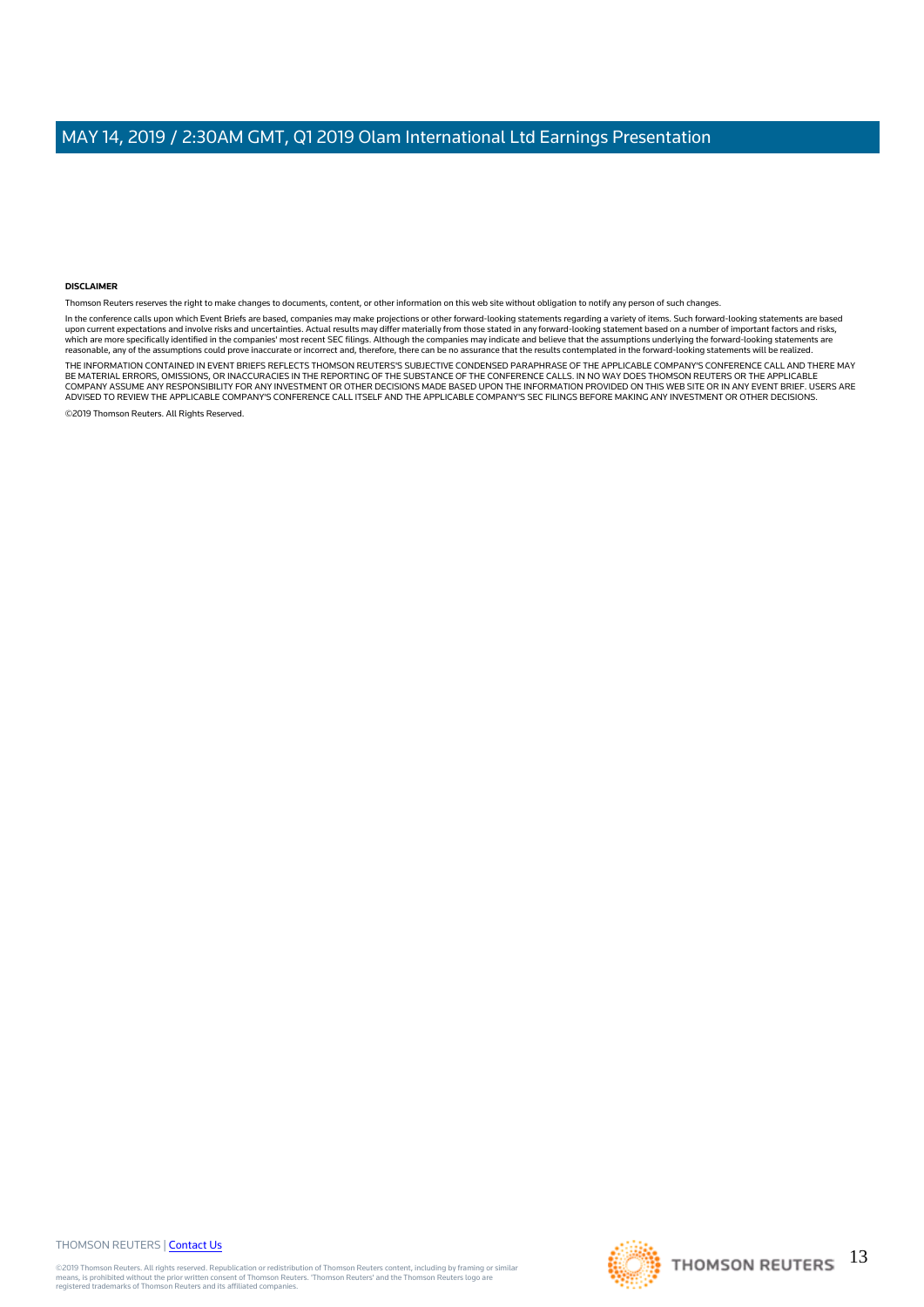**DISCLAIMER**

Thomson Reuters reserves the right to make changes to documents, content, or other information on this web site without obligation to notify any person of such changes.

In the conference calls upon which Event Briefs are based, companies may make projections or other forward-looking statements regarding a variety of items. Such forward-looking statements are based upon current expectations and involve risks and uncertainties. Actual results may differ materially from those stated in any forward-looking statement based on a number of important factors and risks, which are more specifically identified in the companies' most recent SEC filings. Although the companies may indicate and believe that the assumptions underlying the forward-looking statements are reasonable, any of the assumptions could prove inaccurate or incorrect and, therefore, there can be no assurance that the results contemplated in the forward-looking statements will be realized.

THE INFORMATION CONTAINED IN EVENT BRIEFS REFLECTS THOMSON REUTERS'S SUBJECTIVE CONDENSED PARAPHRASE OF THE APPLICABLE COMPANY'S CONFERENCE CALL AND THERE MAY BE MATERIAL ERRORS, OMISSIONS, OR INACCURACIES IN THE REPORTING OF THE SUBSTANCE OF THE CONFERENCE CALLS. IN NO WAY DOES THOMSON REUTERS OR THE APPLICABLE COMPANY ASSUME ANY RESPONSIBILITY FOR ANY INVESTMENT OR OTHER DECISIONS MADE BASED UPON THE INFORMATION PROVIDED ON THIS WEB SITE OR IN ANY EVENT BRIEF. USERS ARE ADVISED TO REVIEW THE APPLICABLE COMPANY'S CONFERENCE CALL ITSELF AND THE APPLICABLE COMPANY'S SEC FILINGS BEFORE MAKING ANY INVESTMENT OR OTHER DECISIONS.

©2019 Thomson Reuters. All Rights Reserved.